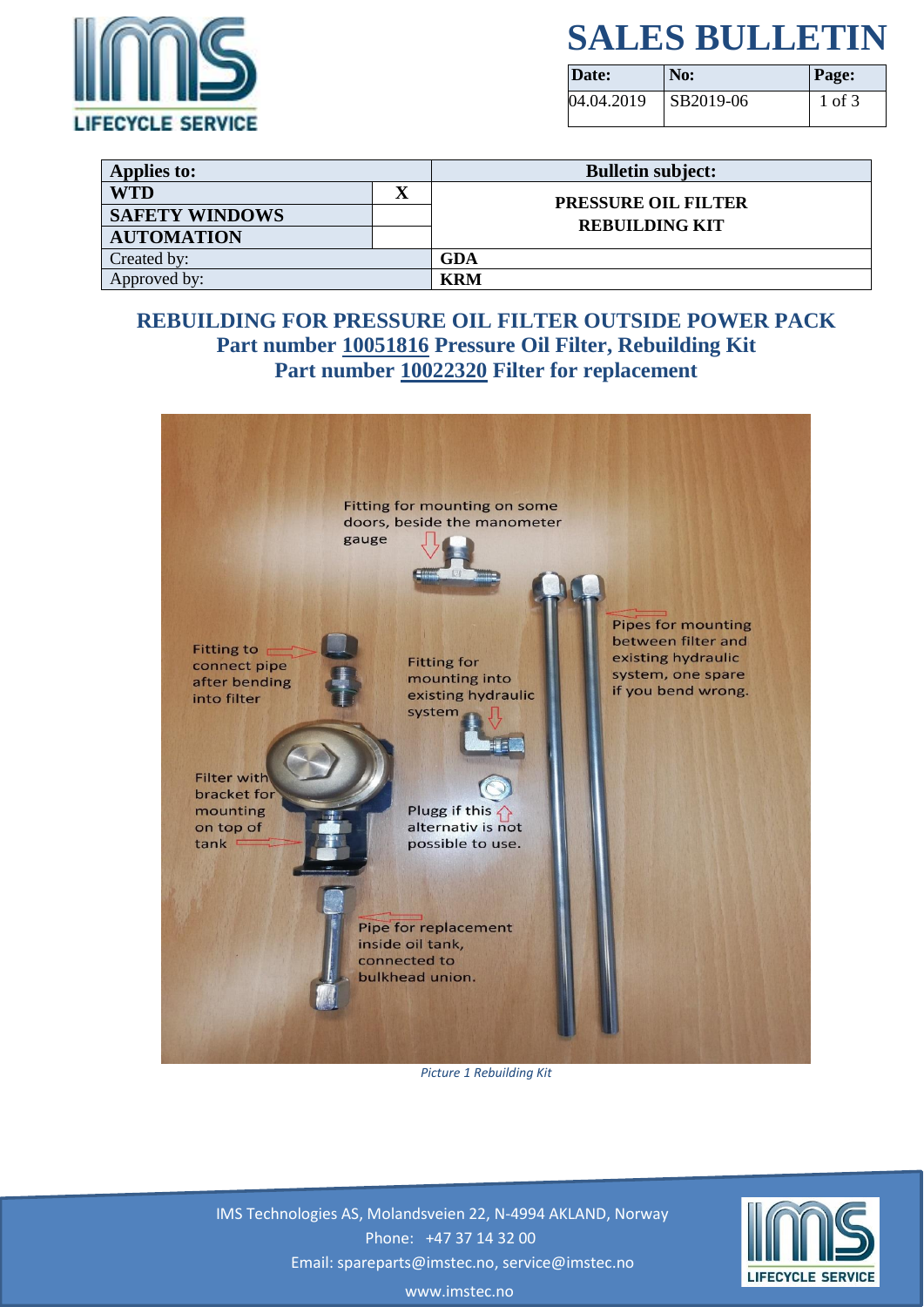# SALES BULLETIN

| Date: | No: | Page: |
|---|---|---|
| 04.04.2019 | SB2019-06 | 1 of 3 |

| Applies to: | | Bulletin subject: |
|---|---|---|
| **WTD** | **X** | **PRESSURE OIL FILTER REBUILDING KIT** |
| **SAFETY WINDOWS** | | |
| **AUTOMATION** | | |
| Created by: | | **GDA** |
| Approved by: | | **KRM** |

## REBUILDING FOR PRESSURE OIL FILTER OUTSIDE POWER PACK
## Part number 10051816 Pressure Oil Filter, Rebuilding Kit
## Part number 10022320 Filter for replacement

Fitting for mounting on some doors, beside the manometer gauge

Pipes for mounting between filter and existing hydraulic system, one spare if you bend wrong.

Fitting to connect pipe after bending into filter

Fitting for mounting into existing hydraulic system

Filter with bracket for mounting on top of tank

Plugg if this alternativ is not possible to use.

Pipe for replacement inside oil tank, connected to bulkhead union.

*Picture 1 Rebuilding Kit*

IMS Technologies AS, Molandsveien 22, N-4994 AKLAND, Norway
Phone: +47 37 14 32 00
Email: spareparts@imstec.no, service@imstec.no
www.imstec.no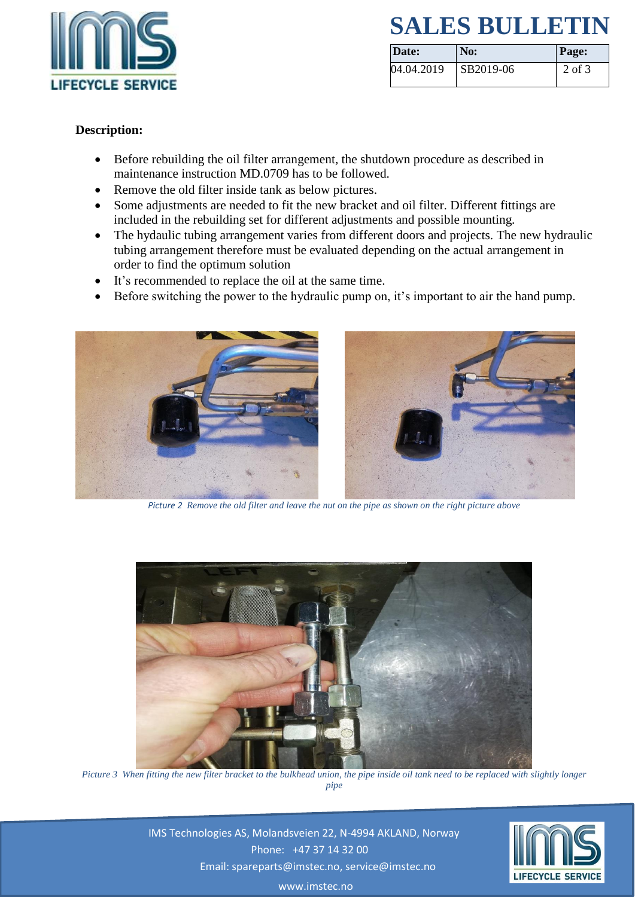**Description:**

- Before rebuilding the oil filter arrangement, the shutdown procedure as described in maintenance instruction MD.0709 has to be followed.
- Remove the old filter inside tank as below pictures.
- Some adjustments are needed to fit the new bracket and oil filter. Different fittings are included in the rebuilding set for different adjustments and possible mounting.
- The hydaulic tubing arrangement varies from different doors and projects. The new hydraulic tubing arrangement therefore must be evaluated depending on the actual arrangement in order to find the optimum solution
- It's recommended to replace the oil at the same time.
- Before switching the power to the hydraulic pump on, it's important to air the hand pump.

*Picture 2 Remove the old filter and leave the nut on the pipe as shown on the right picture above*

*Picture 3 When fitting the new filter bracket to the bulkhead union, the pipe inside oil tank need to be replaced with slightly longer pipe*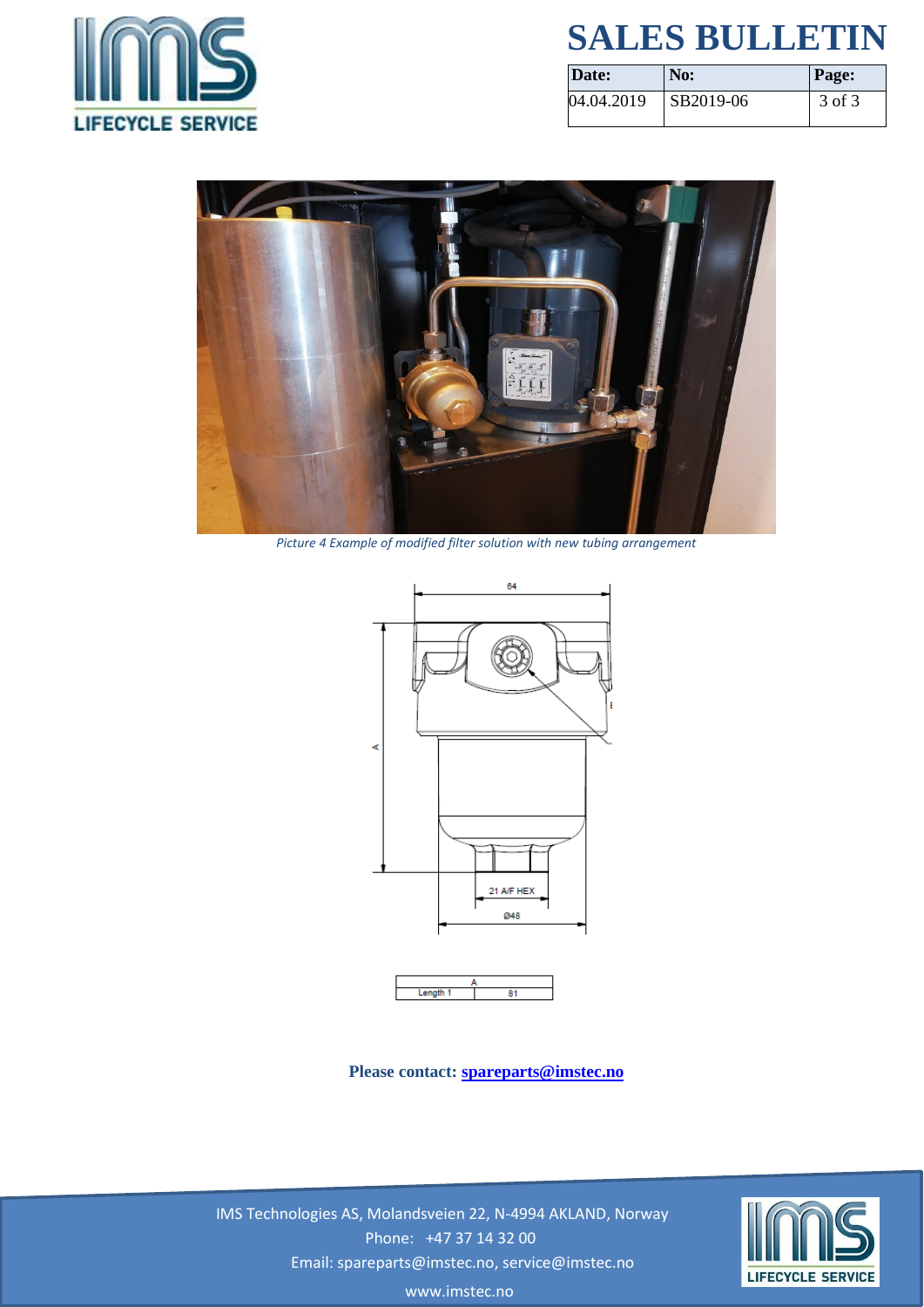*Picture 4 Example of modified filter solution with new tubing arrangement*

64

A

21 A/F HEX

Ø48

| | A |
|---|---|
| Length 1 | 81 |

**Please contact: spareparts@imstec.no**

IMS Technologies AS, Molandsveien 22, N-4994 AKLAND, Norway
Phone: +47 37 14 32 00
Email: spareparts@imstec.no, service@imstec.no
www.imstec.no